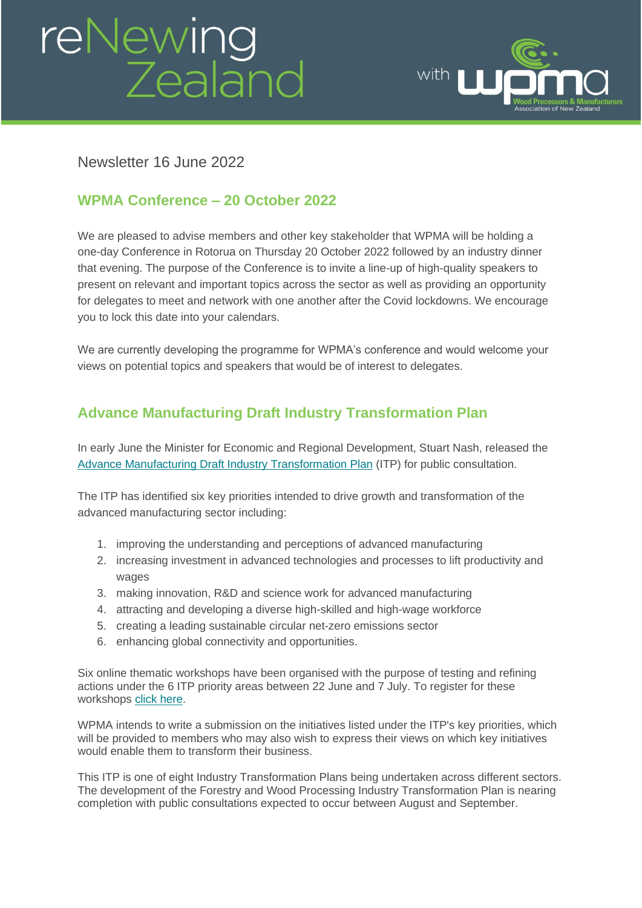Newsletter 16 June 2022

## WPMA Conference – 20 October 2022

We are pleased to advise members and other key stakeholder that WPMA will be holding a one-day Conference in Rotorua on Thursday 20 October 2022 followed by an industry dinner that evening. The purpose of the Conference is to invite a line-up of high-quality speakers to present on relevant and important topics across the sector as well as providing an opportunity for delegates to meet and network with one another after the Covid lockdowns. We encourage you to lock this date into your calendars.

We are currently developing the programme for WPMA's conference and would welcome your views on potential topics and speakers that would be of interest to delegates.

## Advance Manufacturing Draft Industry Transformation Plan

In early June the Minister for Economic and Regional Development, Stuart Nash, released the Advance Manufacturing Draft Industry Transformation Plan (ITP) for public consultation.

The ITP has identified six key priorities intended to drive growth and transformation of the advanced manufacturing sector including:

1. improving the understanding and perceptions of advanced manufacturing
2. increasing investment in advanced technologies and processes to lift productivity and wages
3. making innovation, R&D and science work for advanced manufacturing
4. attracting and developing a diverse high-skilled and high-wage workforce
5. creating a leading sustainable circular net-zero emissions sector
6. enhancing global connectivity and opportunities.

Six online thematic workshops have been organised with the purpose of testing and refining actions under the 6 ITP priority areas between 22 June and 7 July. To register for these workshops click here.

WPMA intends to write a submission on the initiatives listed under the ITP's key priorities, which will be provided to members who may also wish to express their views on which key initiatives would enable them to transform their business.

This ITP is one of eight Industry Transformation Plans being undertaken across different sectors. The development of the Forestry and Wood Processing Industry Transformation Plan is nearing completion with public consultations expected to occur between August and September.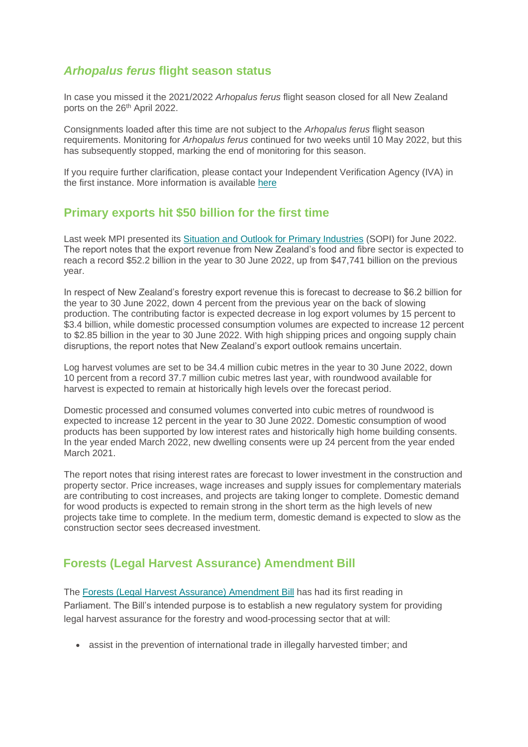## *Arhopalus ferus* flight season status

In case you missed it the 2021/2022 *Arhopalus ferus* flight season closed for all New Zealand ports on the 26th April 2022.

Consignments loaded after this time are not subject to the *Arhopalus ferus* flight season requirements. Monitoring for *Arhopalus ferus* continued for two weeks until 10 May 2022, but this has subsequently stopped, marking the end of monitoring for this season.

If you require further clarification, please contact your Independent Verification Agency (IVA) in the first instance. More information is available here

## Primary exports hit $50 billion for the first time

Last week MPI presented its Situation and Outlook for Primary Industries (SOPI) for June 2022. The report notes that the export revenue from New Zealand's food and fibre sector is expected to reach a record $52.2 billion in the year to 30 June 2022, up from $47,741 billion on the previous year.

In respect of New Zealand's forestry export revenue this is forecast to decrease to $6.2 billion for the year to 30 June 2022, down 4 percent from the previous year on the back of slowing production. The contributing factor is expected decrease in log export volumes by 15 percent to $3.4 billion, while domestic processed consumption volumes are expected to increase 12 percent to $2.85 billion in the year to 30 June 2022. With high shipping prices and ongoing supply chain disruptions, the report notes that New Zealand's export outlook remains uncertain.

Log harvest volumes are set to be 34.4 million cubic metres in the year to 30 June 2022, down 10 percent from a record 37.7 million cubic metres last year, with roundwood available for harvest is expected to remain at historically high levels over the forecast period.

Domestic processed and consumed volumes converted into cubic metres of roundwood is expected to increase 12 percent in the year to 30 June 2022. Domestic consumption of wood products has been supported by low interest rates and historically high home building consents. In the year ended March 2022, new dwelling consents were up 24 percent from the year ended March 2021.

The report notes that rising interest rates are forecast to lower investment in the construction and property sector. Price increases, wage increases and supply issues for complementary materials are contributing to cost increases, and projects are taking longer to complete. Domestic demand for wood products is expected to remain strong in the short term as the high levels of new projects take time to complete. In the medium term, domestic demand is expected to slow as the construction sector sees decreased investment.

## Forests (Legal Harvest Assurance) Amendment Bill

The Forests (Legal Harvest Assurance) Amendment Bill has had its first reading in Parliament. The Bill's intended purpose is to establish a new regulatory system for providing legal harvest assurance for the forestry and wood-processing sector that at will:

- assist in the prevention of international trade in illegally harvested timber; and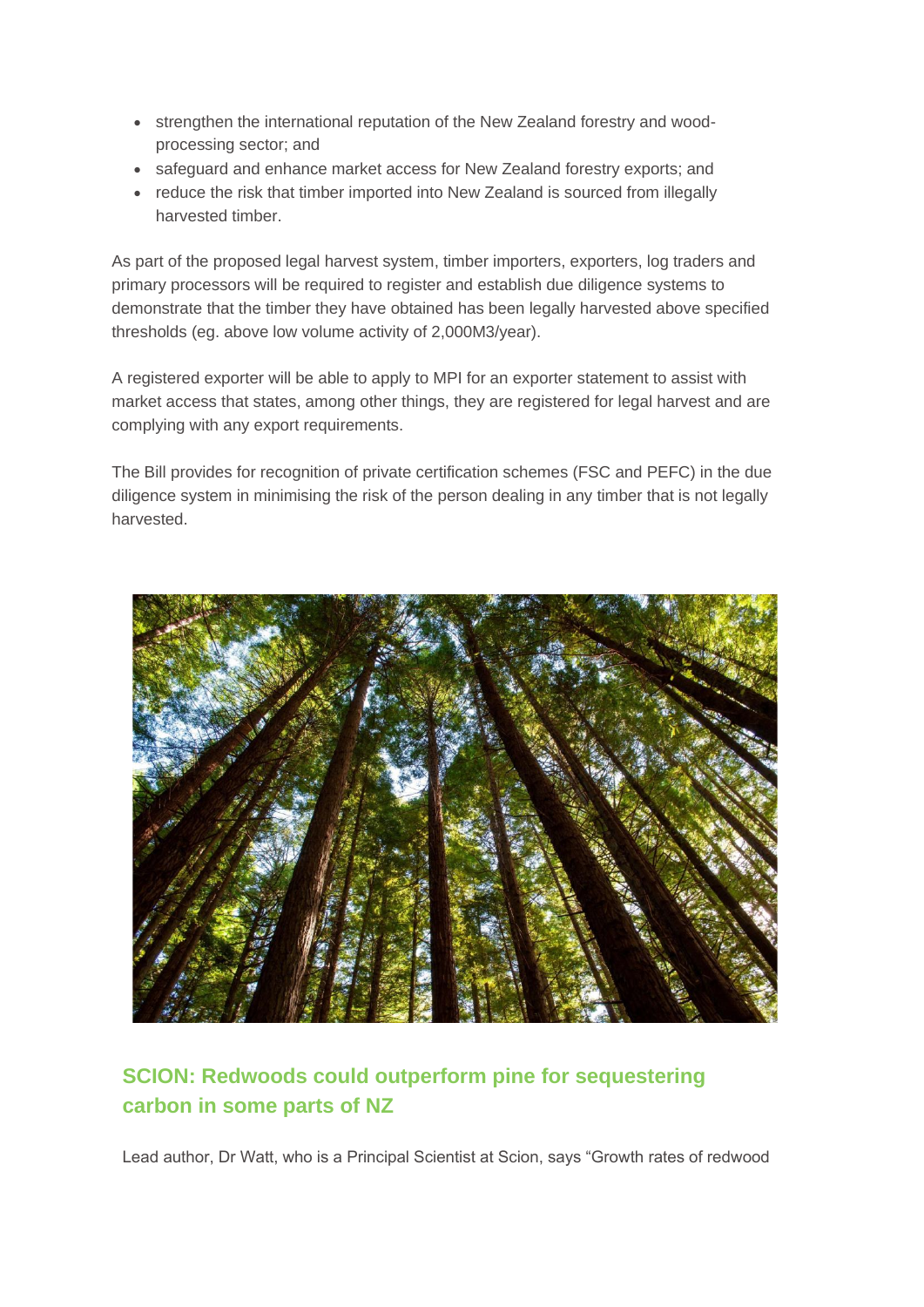- strengthen the international reputation of the New Zealand forestry and wood-processing sector; and
- safeguard and enhance market access for New Zealand forestry exports; and
- reduce the risk that timber imported into New Zealand is sourced from illegally harvested timber.

As part of the proposed legal harvest system, timber importers, exporters, log traders and primary processors will be required to register and establish due diligence systems to demonstrate that the timber they have obtained has been legally harvested above specified thresholds (eg. above low volume activity of 2,000M3/year).

A registered exporter will be able to apply to MPI for an exporter statement to assist with market access that states, among other things, they are registered for legal harvest and are complying with any export requirements.

The Bill provides for recognition of private certification schemes (FSC and PEFC) in the due diligence system in minimising the risk of the person dealing in any timber that is not legally harvested.

## SCION: Redwoods could outperform pine for sequestering carbon in some parts of NZ

Lead author, Dr Watt, who is a Principal Scientist at Scion, says "Growth rates of redwood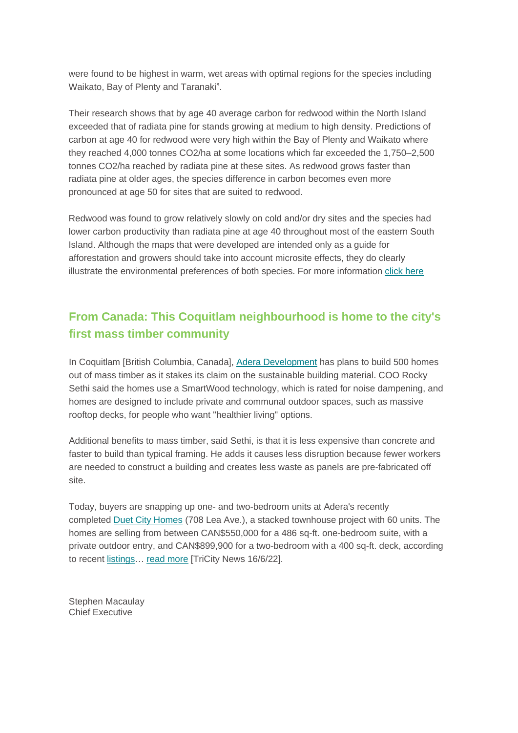were found to be highest in warm, wet areas with optimal regions for the species including Waikato, Bay of Plenty and Taranaki".

Their research shows that by age 40 average carbon for redwood within the North Island exceeded that of radiata pine for stands growing at medium to high density. Predictions of carbon at age 40 for redwood were very high within the Bay of Plenty and Waikato where they reached 4,000 tonnes $CO_2$/ha at some locations which far exceeded the 1,750–2,500 tonnes $CO_2$/ha reached by radiata pine at these sites. As redwood grows faster than radiata pine at older ages, the species difference in carbon becomes even more pronounced at age 50 for sites that are suited to redwood.

Redwood was found to grow relatively slowly on cold and/or dry sites and the species had lower carbon productivity than radiata pine at age 40 throughout most of the eastern South Island. Although the maps that were developed are intended only as a guide for afforestation and growers should take into account microsite effects, they do clearly illustrate the environmental preferences of both species. For more information click here

## From Canada: This Coquitlam neighbourhood is home to the city's first mass timber community

In Coquitlam [British Columbia, Canada], Adera Development has plans to build 500 homes out of mass timber as it stakes its claim on the sustainable building material. COO Rocky Sethi said the homes use a SmartWood technology, which is rated for noise dampening, and homes are designed to include private and communal outdoor spaces, such as massive rooftop decks, for people who want "healthier living" options.

Additional benefits to mass timber, said Sethi, is that it is less expensive than concrete and faster to build than typical framing. He adds it causes less disruption because fewer workers are needed to construct a building and creates less waste as panels are pre-fabricated off site.

Today, buyers are snapping up one- and two-bedroom units at Adera's recently completed Duet City Homes (708 Lea Ave.), a stacked townhouse project with 60 units. The homes are selling from between CAN$550,000 for a 486 sq-ft. one-bedroom suite, with a private outdoor entry, and CAN$899,900 for a two-bedroom with a 400 sq-ft. deck, according to recent listings… read more [TriCity News 16/6/22].

Stephen Macaulay
Chief Executive